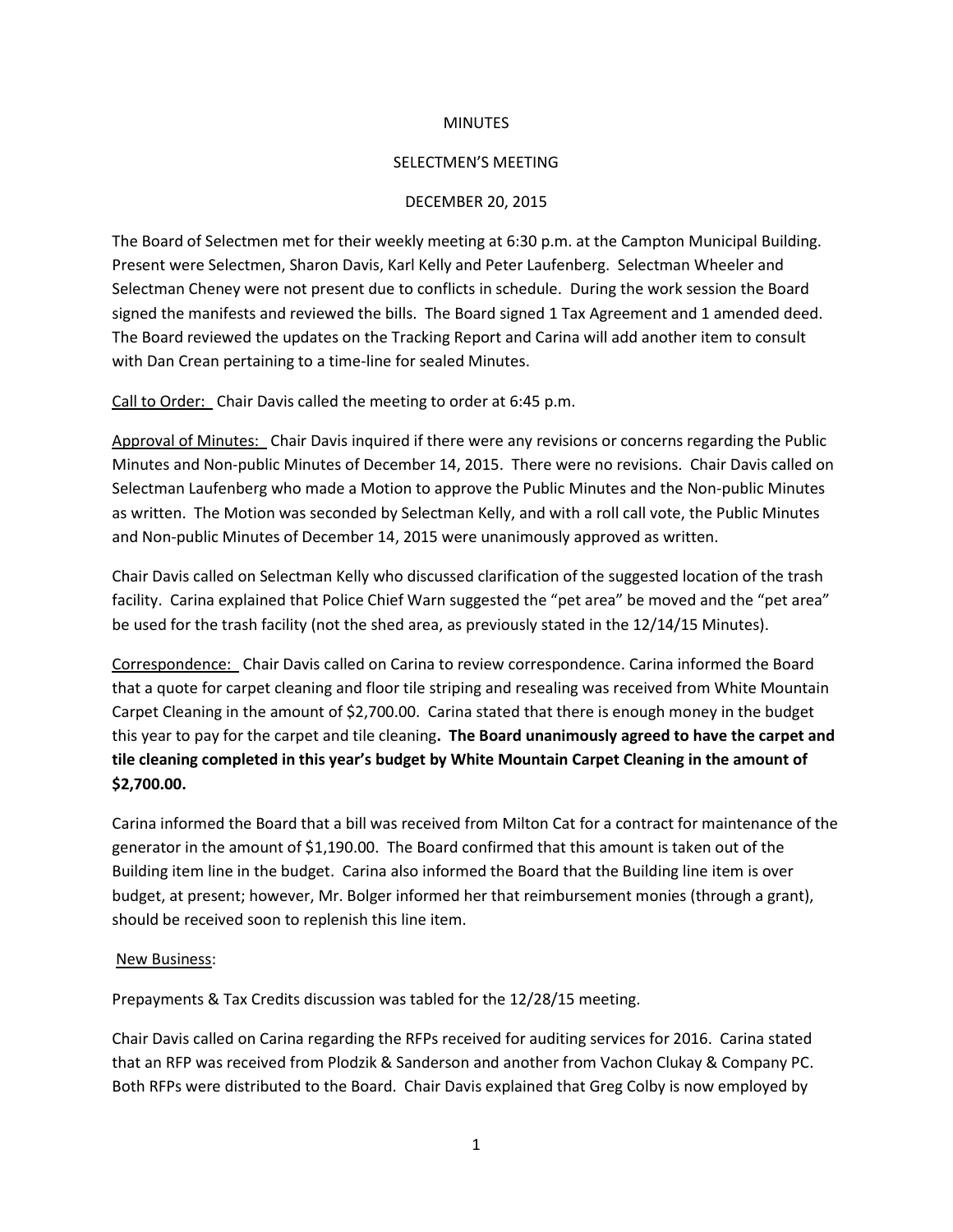MINUTES

SELECTMEN'S MEETING

DECEMBER 20, 2015

The Board of Selectmen met for their weekly meeting at 6:30 p.m. at the Campton Municipal Building. Present were Selectmen, Sharon Davis, Karl Kelly and Peter Laufenberg. Selectman Wheeler and Selectman Cheney were not present due to conflicts in schedule. During the work session the Board signed the manifests and reviewed the bills. The Board signed 1 Tax Agreement and 1 amended deed. The Board reviewed the updates on the Tracking Report and Carina will add another item to consult with Dan Crean pertaining to a time-line for sealed Minutes.

Call to Order: Chair Davis called the meeting to order at 6:45 p.m.

Approval of Minutes: Chair Davis inquired if there were any revisions or concerns regarding the Public Minutes and Non-public Minutes of December 14, 2015. There were no revisions. Chair Davis called on Selectman Laufenberg who made a Motion to approve the Public Minutes and the Non-public Minutes as written. The Motion was seconded by Selectman Kelly, and with a roll call vote, the Public Minutes and Non-public Minutes of December 14, 2015 were unanimously approved as written.

Chair Davis called on Selectman Kelly who discussed clarification of the suggested location of the trash facility. Carina explained that Police Chief Warn suggested the "pet area" be moved and the "pet area" be used for the trash facility (not the shed area, as previously stated in the 12/14/15 Minutes).

Correspondence: Chair Davis called on Carina to review correspondence. Carina informed the Board that a quote for carpet cleaning and floor tile striping and resealing was received from White Mountain Carpet Cleaning in the amount of $2,700.00. Carina stated that there is enough money in the budget this year to pay for the carpet and tile cleaning**. The Board unanimously agreed to have the carpet and tile cleaning completed in this year's budget by White Mountain Carpet Cleaning in the amount of $2,700.00.**

Carina informed the Board that a bill was received from Milton Cat for a contract for maintenance of the generator in the amount of $1,190.00. The Board confirmed that this amount is taken out of the Building item line in the budget. Carina also informed the Board that the Building line item is over budget, at present; however, Mr. Bolger informed her that reimbursement monies (through a grant), should be received soon to replenish this line item.

New Business:

Prepayments & Tax Credits discussion was tabled for the 12/28/15 meeting.

Chair Davis called on Carina regarding the RFPs received for auditing services for 2016. Carina stated that an RFP was received from Plodzik & Sanderson and another from Vachon Clukay & Company PC. Both RFPs were distributed to the Board. Chair Davis explained that Greg Colby is now employed by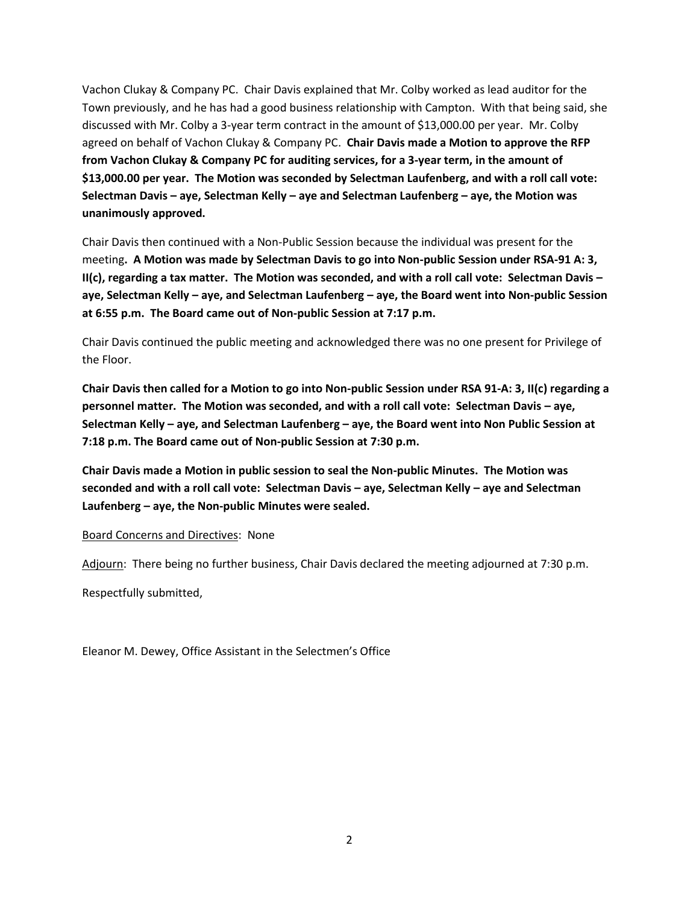Vachon Clukay & Company PC. Chair Davis explained that Mr. Colby worked as lead auditor for the Town previously, and he has had a good business relationship with Campton. With that being said, she discussed with Mr. Colby a 3-year term contract in the amount of $13,000.00 per year. Mr. Colby agreed on behalf of Vachon Clukay & Company PC. **Chair Davis made a Motion to approve the RFP from Vachon Clukay & Company PC for auditing services, for a 3-year term, in the amount of $13,000.00 per year. The Motion was seconded by Selectman Laufenberg, and with a roll call vote: Selectman Davis – aye, Selectman Kelly – aye and Selectman Laufenberg – aye, the Motion was unanimously approved.**

Chair Davis then continued with a Non-Public Session because the individual was present for the meeting**. A Motion was made by Selectman Davis to go into Non-public Session under RSA-91 A: 3, II(c), regarding a tax matter. The Motion was seconded, and with a roll call vote: Selectman Davis – aye, Selectman Kelly – aye, and Selectman Laufenberg – aye, the Board went into Non-public Session at 6:55 p.m. The Board came out of Non-public Session at 7:17 p.m.**

Chair Davis continued the public meeting and acknowledged there was no one present for Privilege of the Floor.

**Chair Davis then called for a Motion to go into Non-public Session under RSA 91-A: 3, II(c) regarding a personnel matter. The Motion was seconded, and with a roll call vote: Selectman Davis – aye, Selectman Kelly – aye, and Selectman Laufenberg – aye, the Board went into Non Public Session at 7:18 p.m. The Board came out of Non-public Session at 7:30 p.m.**

**Chair Davis made a Motion in public session to seal the Non-public Minutes. The Motion was seconded and with a roll call vote: Selectman Davis – aye, Selectman Kelly – aye and Selectman Laufenberg – aye, the Non-public Minutes were sealed.**

<u>Board Concerns and Directives</u>: None

<u>Adjourn</u>: There being no further business, Chair Davis declared the meeting adjourned at 7:30 p.m.

Respectfully submitted,

Eleanor M. Dewey, Office Assistant in the Selectmen's Office